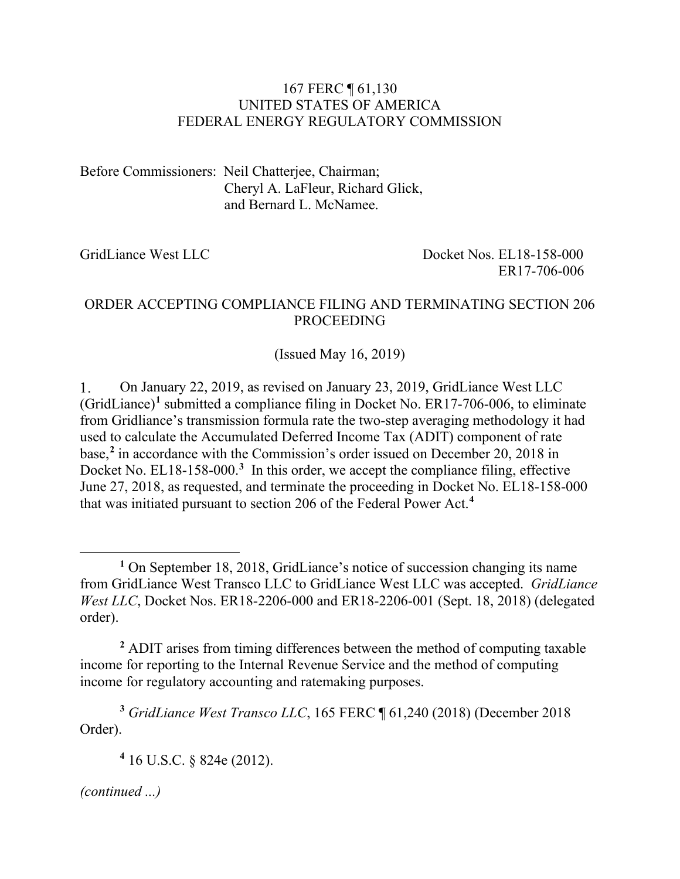167 FERC ¶ 61,130
UNITED STATES OF AMERICA
FEDERAL ENERGY REGULATORY COMMISSION

Before Commissioners: Neil Chatterjee, Chairman;
Cheryl A. LaFleur, Richard Glick,
and Bernard L. McNamee.

GridLiance West LLC — Docket Nos. EL18-158-000, ER17-706-006

ORDER ACCEPTING COMPLIANCE FILING AND TERMINATING SECTION 206 PROCEEDING

(Issued May 16, 2019)

1. On January 22, 2019, as revised on January 23, 2019, GridLiance West LLC (GridLiance)[1] submitted a compliance filing in Docket No. ER17-706-006, to eliminate from Gridliance's transmission formula rate the two-step averaging methodology it had used to calculate the Accumulated Deferred Income Tax (ADIT) component of rate base,[2] in accordance with the Commission's order issued on December 20, 2018 in Docket No. EL18-158-000.[3] In this order, we accept the compliance filing, effective June 27, 2018, as requested, and terminate the proceeding in Docket No. EL18-158-000 that was initiated pursuant to section 206 of the Federal Power Act.[4]

---

[1] On September 18, 2018, GridLiance's notice of succession changing its name from GridLiance West Transco LLC to GridLiance West LLC was accepted. *GridLiance West LLC*, Docket Nos. ER18-2206-000 and ER18-2206-001 (Sept. 18, 2018) (delegated order).

[2] ADIT arises from timing differences between the method of computing taxable income for reporting to the Internal Revenue Service and the method of computing income for regulatory accounting and ratemaking purposes.

[3] *GridLiance West Transco LLC*, 165 FERC ¶ 61,240 (2018) (December 2018 Order).

[4] 16 U.S.C. § 824e (2012).

*(continued ...)*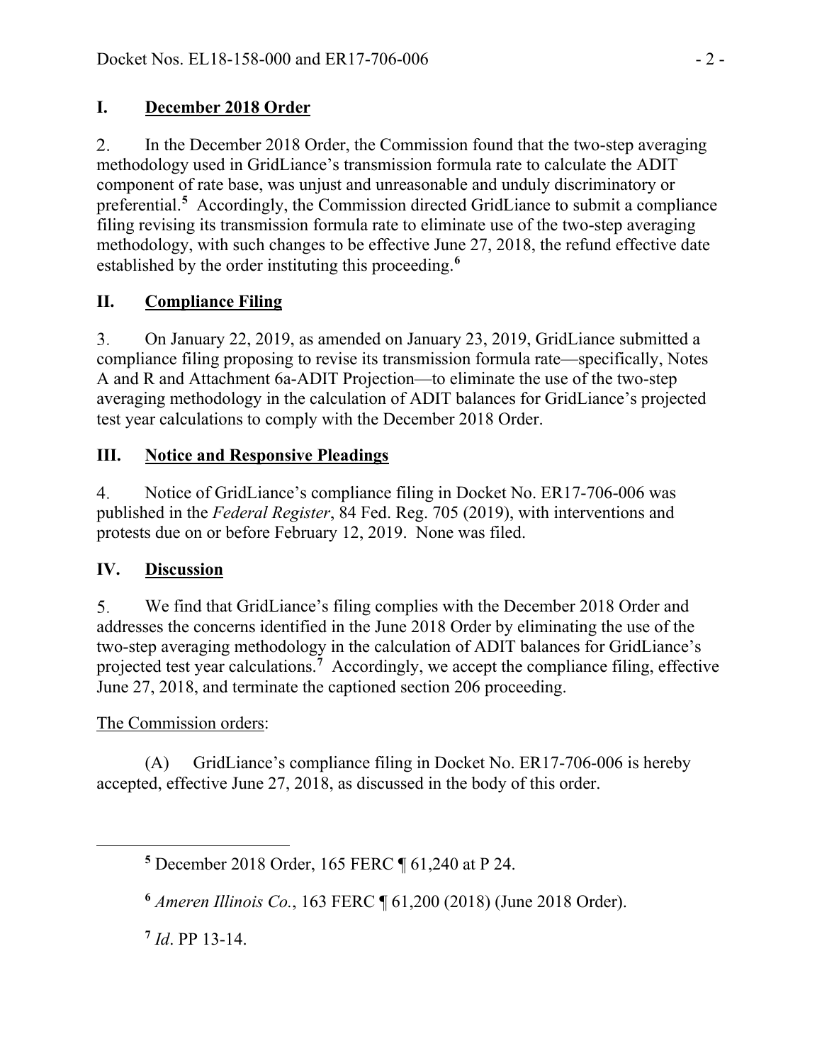## I. December 2018 Order

2. In the December 2018 Order, the Commission found that the two-step averaging methodology used in GridLiance's transmission formula rate to calculate the ADIT component of rate base, was unjust and unreasonable and unduly discriminatory or preferential.[5] Accordingly, the Commission directed GridLiance to submit a compliance filing revising its transmission formula rate to eliminate use of the two-step averaging methodology, with such changes to be effective June 27, 2018, the refund effective date established by the order instituting this proceeding.[6]

## II. Compliance Filing

3. On January 22, 2019, as amended on January 23, 2019, GridLiance submitted a compliance filing proposing to revise its transmission formula rate—specifically, Notes A and R and Attachment 6a-ADIT Projection—to eliminate the use of the two-step averaging methodology in the calculation of ADIT balances for GridLiance's projected test year calculations to comply with the December 2018 Order.

## III. Notice and Responsive Pleadings

4. Notice of GridLiance's compliance filing in Docket No. ER17-706-006 was published in the *Federal Register*, 84 Fed. Reg. 705 (2019), with interventions and protests due on or before February 12, 2019. None was filed.

## IV. Discussion

5. We find that GridLiance's filing complies with the December 2018 Order and addresses the concerns identified in the June 2018 Order by eliminating the use of the two-step averaging methodology in the calculation of ADIT balances for GridLiance's projected test year calculations.[7] Accordingly, we accept the compliance filing, effective June 27, 2018, and terminate the captioned section 206 proceeding.

The Commission orders:

(A) GridLiance's compliance filing in Docket No. ER17-706-006 is hereby accepted, effective June 27, 2018, as discussed in the body of this order.

---

[5] December 2018 Order, 165 FERC ¶ 61,240 at P 24.

[6] *Ameren Illinois Co.*, 163 FERC ¶ 61,200 (2018) (June 2018 Order).

[7] *Id*. PP 13-14.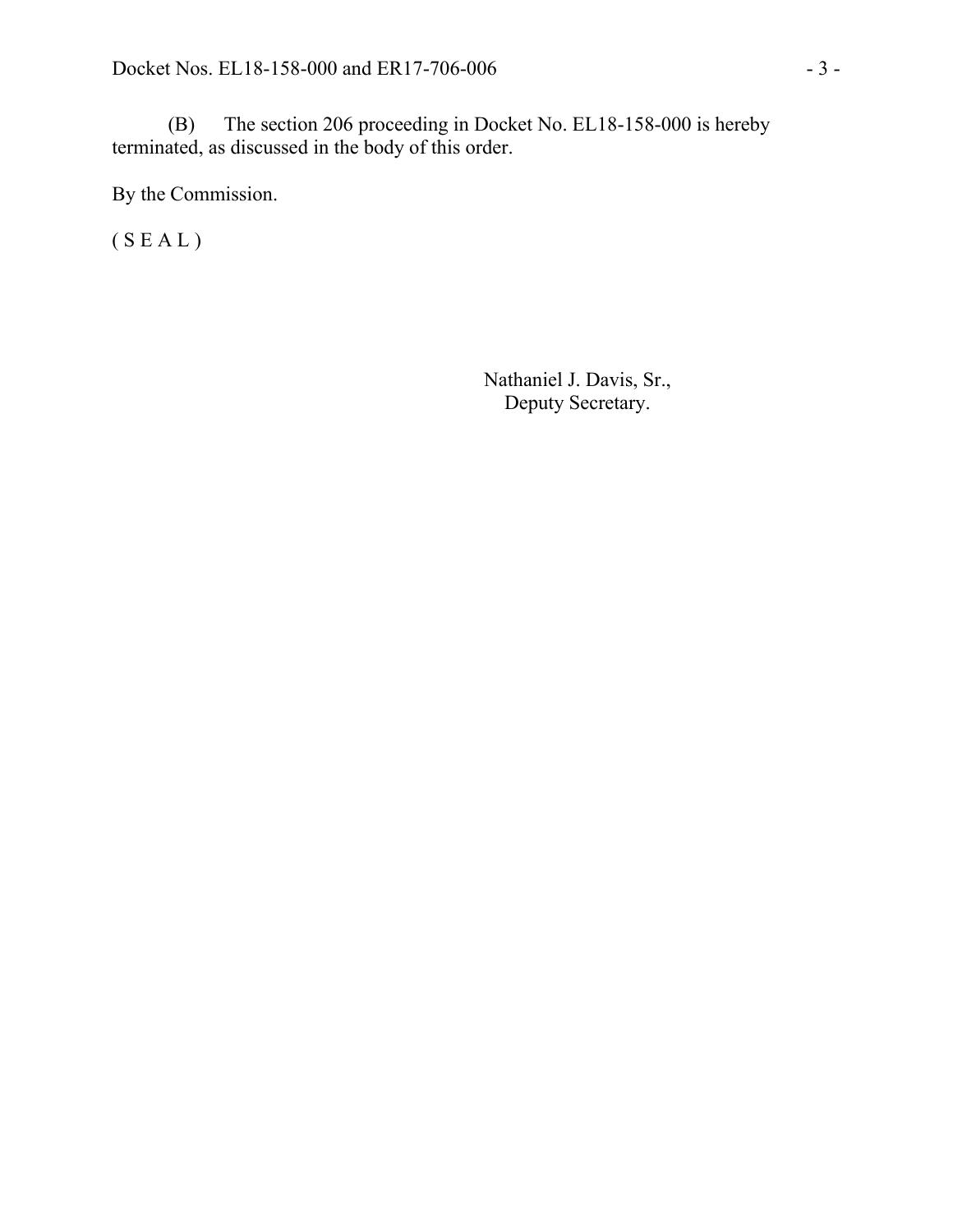(B) The section 206 proceeding in Docket No. EL18-158-000 is hereby terminated, as discussed in the body of this order.

By the Commission.

( S E A L )

Nathaniel J. Davis, Sr.,
Deputy Secretary.